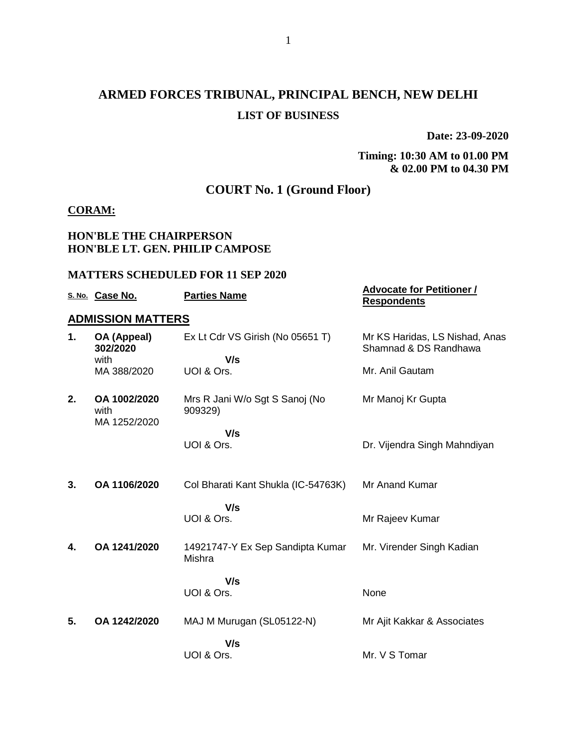# ARMED FORCES TRIBUNAL, PRINCIPAL BENCH, NEW DELHI

## LIST OF BUSINESS

**Date: 23-09-2020**

**Timing: 10:30 AM to 01.00 PM & 02.00 PM to 04.30 PM**

## COURT No. 1 (Ground Floor)

**CORAM:**

**HON'BLE THE CHAIRPERSON**
**HON'BLE LT. GEN. PHILIP CAMPOSE**

**MATTERS SCHEDULED FOR 11 SEP 2020**

| S. No. | Case No. | Parties Name | Advocate for Petitioner / Respondents |
|---|---|---|---|
| **ADMISSION MATTERS** | | | |
| **1.** | **OA (Appeal) 302/2020** with MA 388/2020 | Ex Lt Cdr VS Girish (No 05651 T) **V/s** UOI & Ors. | Mr KS Haridas, LS Nishad, Anas Shamnad & DS Randhawa / Mr. Anil Gautam |
| **2.** | **OA 1002/2020** with MA 1252/2020 | Mrs R Jani W/o Sgt S Sanoj (No 909329) **V/s** UOI & Ors. | Mr Manoj Kr Gupta / Dr. Vijendra Singh Mahndiyan |
| **3.** | **OA 1106/2020** | Col Bharati Kant Shukla (IC-54763K) **V/s** UOI & Ors. | Mr Anand Kumar / Mr Rajeev Kumar |
| **4.** | **OA 1241/2020** | 14921747-Y Ex Sep Sandipta Kumar Mishra **V/s** UOI & Ors. | Mr. Virender Singh Kadian / None |
| **5.** | **OA 1242/2020** | MAJ M Murugan (SL05122-N) **V/s** UOI & Ors. | Mr Ajit Kakkar & Associates / Mr. V S Tomar |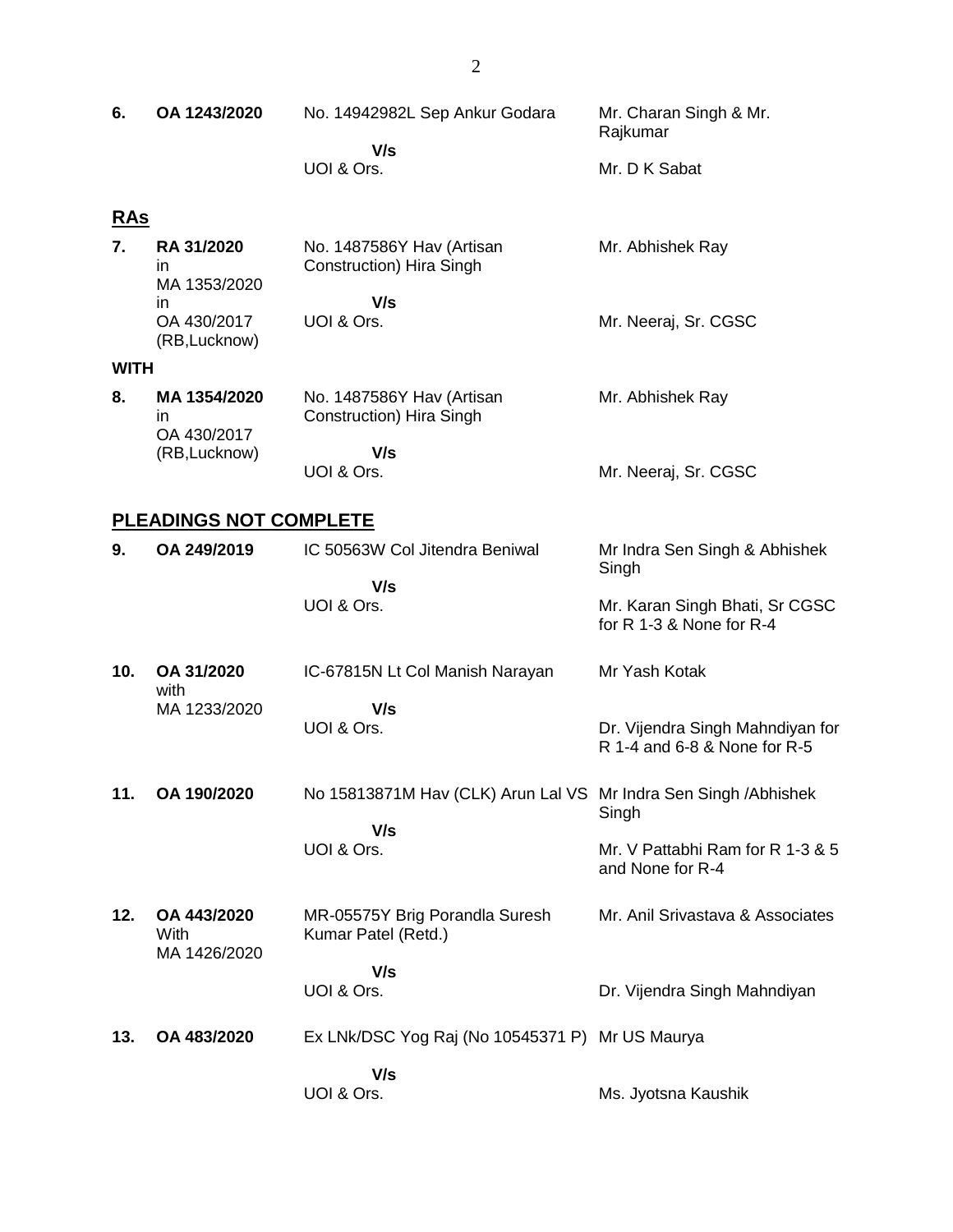| | | | |
|---|---|---|---|
| **6.** | **OA 1243/2020** | No. 14942982L Sep Ankur Godara<br><br>**V/s**<br>UOI & Ors. | Mr. Charan Singh & Mr. Rajkumar<br><br>Mr. D K Sabat |

## **RAs**

| | | | |
|---|---|---|---|
| **7.** | **RA 31/2020** in MA 1353/2020 in OA 430/2017 (RB,Lucknow) | No. 1487586Y Hav (Artisan Construction) Hira Singh<br><br>**V/s**<br>UOI & Ors. | Mr. Abhishek Ray<br><br>Mr. Neeraj, Sr. CGSC |

**WITH**

| | | | |
|---|---|---|---|
| **8.** | **MA 1354/2020** in OA 430/2017 (RB,Lucknow) | No. 1487586Y Hav (Artisan Construction) Hira Singh<br><br>**V/s**<br>UOI & Ors. | Mr. Abhishek Ray<br><br>Mr. Neeraj, Sr. CGSC |

## **PLEADINGS NOT COMPLETE**

| | | | |
|---|---|---|---|
| **9.** | **OA 249/2019** | IC 50563W Col Jitendra Beniwal<br><br>**V/s**<br>UOI & Ors. | Mr Indra Sen Singh & Abhishek Singh<br><br>Mr. Karan Singh Bhati, Sr CGSC for R 1-3 & None for R-4 |
| **10.** | **OA 31/2020** with MA 1233/2020 | IC-67815N Lt Col Manish Narayan<br><br>**V/s**<br>UOI & Ors. | Mr Yash Kotak<br><br>Dr. Vijendra Singh Mahndiyan for R 1-4 and 6-8 & None for R-5 |
| **11.** | **OA 190/2020** | No 15813871M Hav (CLK) Arun Lal VS<br><br>**V/s**<br>UOI & Ors. | Mr Indra Sen Singh /Abhishek Singh<br><br>Mr. V Pattabhi Ram for R 1-3 & 5 and None for R-4 |
| **12.** | **OA 443/2020** With MA 1426/2020 | MR-05575Y Brig Porandla Suresh Kumar Patel (Retd.)<br><br>**V/s**<br>UOI & Ors. | Mr. Anil Srivastava & Associates<br><br>Dr. Vijendra Singh Mahndiyan |
| **13.** | **OA 483/2020** | Ex LNk/DSC Yog Raj (No 10545371 P)<br><br>**V/s**<br>UOI & Ors. | Mr US Maurya<br><br>Ms. Jyotsna Kaushik |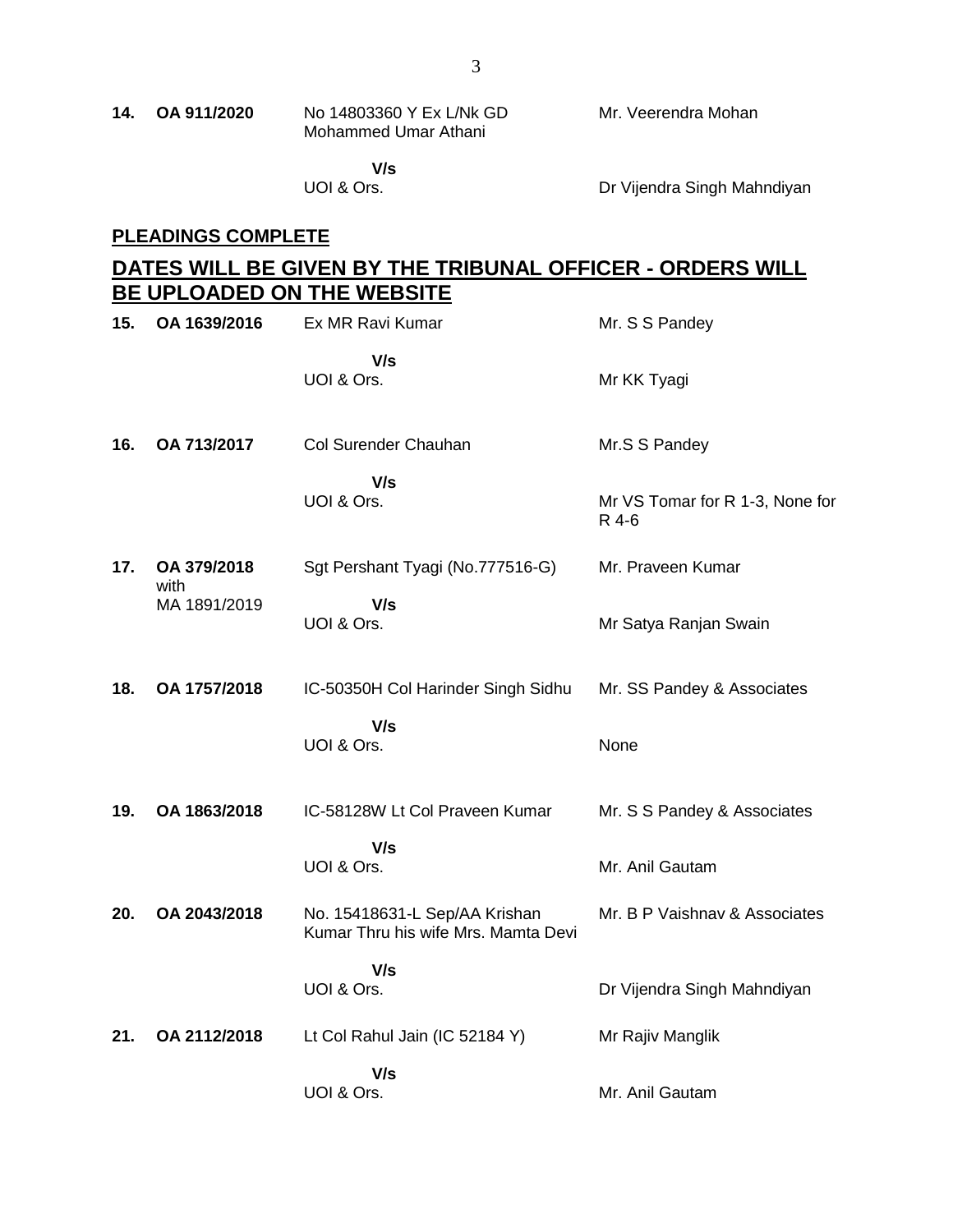| | | | |
|---|---|---|---|
| **14.** | **OA 911/2020** | No 14803360 Y Ex L/Nk GD Mohammed Umar Athani | Mr. Veerendra Mohan |
| | | **V/s** | |
| | | UOI & Ors. | Dr Vijendra Singh Mahndiyan |

**PLEADINGS COMPLETE**

## DATES WILL BE GIVEN BY THE TRIBUNAL OFFICER - ORDERS WILL BE UPLOADED ON THE WEBSITE

| | | | |
|---|---|---|---|
| **15.** | **OA 1639/2016** | Ex MR Ravi Kumar | Mr. S S Pandey |
| | | **V/s** | |
| | | UOI & Ors. | Mr KK Tyagi |
| **16.** | **OA 713/2017** | Col Surender Chauhan | Mr.S S Pandey |
| | | **V/s** | |
| | | UOI & Ors. | Mr VS Tomar for R 1-3, None for R 4-6 |
| **17.** | **OA 379/2018** with MA 1891/2019 | Sgt Pershant Tyagi (No.777516-G) | Mr. Praveen Kumar |
| | | **V/s** | |
| | | UOI & Ors. | Mr Satya Ranjan Swain |
| **18.** | **OA 1757/2018** | IC-50350H Col Harinder Singh Sidhu | Mr. SS Pandey & Associates |
| | | **V/s** | |
| | | UOI & Ors. | None |
| **19.** | **OA 1863/2018** | IC-58128W Lt Col Praveen Kumar | Mr. S S Pandey & Associates |
| | | **V/s** | |
| | | UOI & Ors. | Mr. Anil Gautam |
| **20.** | **OA 2043/2018** | No. 15418631-L Sep/AA Krishan Kumar Thru his wife Mrs. Mamta Devi | Mr. B P Vaishnav & Associates |
| | | **V/s** | |
| | | UOI & Ors. | Dr Vijendra Singh Mahndiyan |
| **21.** | **OA 2112/2018** | Lt Col Rahul Jain (IC 52184 Y) | Mr Rajiv Manglik |
| | | **V/s** | |
| | | UOI & Ors. | Mr. Anil Gautam |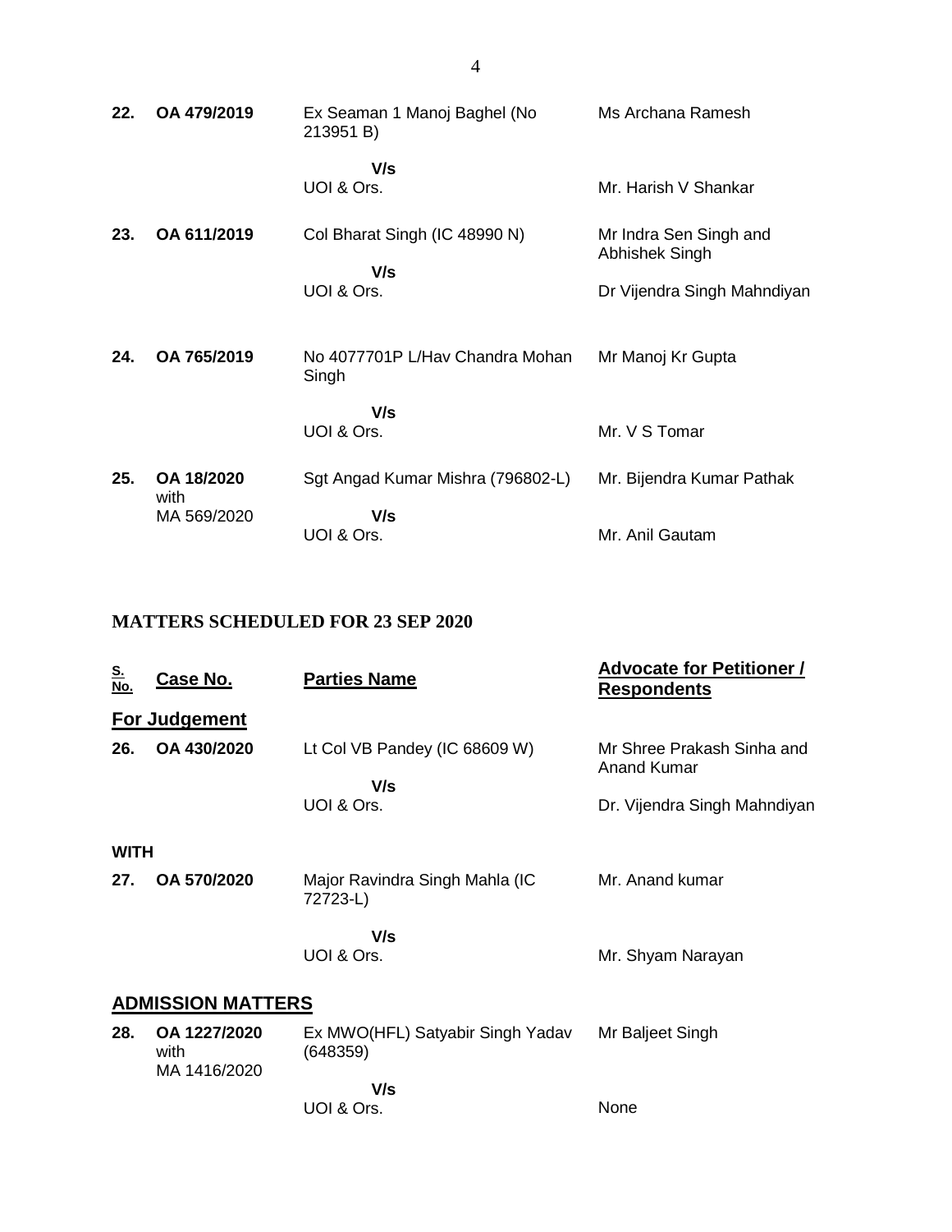| | | | |
|---|---|---|---|
| **22.** | **OA 479/2019** | Ex Seaman 1 Manoj Baghel (No 213951 B) | Ms Archana Ramesh |
| | | **V/s** | |
| | | UOI & Ors. | Mr. Harish V Shankar |
| **23.** | **OA 611/2019** | Col Bharat Singh (IC 48990 N) | Mr Indra Sen Singh and Abhishek Singh |
| | | **V/s** | |
| | | UOI & Ors. | Dr Vijendra Singh Mahndiyan |
| **24.** | **OA 765/2019** | No 4077701P L/Hav Chandra Mohan Singh | Mr Manoj Kr Gupta |
| | | **V/s** | |
| | | UOI & Ors. | Mr. V S Tomar |
| **25.** | **OA 18/2020** with MA 569/2020 | Sgt Angad Kumar Mishra (796802-L) | Mr. Bijendra Kumar Pathak |
| | | **V/s** | |
| | | UOI & Ors. | Mr. Anil Gautam |

## MATTERS SCHEDULED FOR 23 SEP 2020

| S. No. | Case No. | Parties Name | Advocate for Petitioner / Respondents |
|---|---|---|---|
| **For Judgement** | | | |
| **26.** | **OA 430/2020** | Lt Col VB Pandey (IC 68609 W) | Mr Shree Prakash Sinha and Anand Kumar |
| | | **V/s** | |
| | | UOI & Ors. | Dr. Vijendra Singh Mahndiyan |
| **WITH** | | | |
| **27.** | **OA 570/2020** | Major Ravindra Singh Mahla (IC 72723-L) | Mr. Anand kumar |
| | | **V/s** | |
| | | UOI & Ors. | Mr. Shyam Narayan |
| **ADMISSION MATTERS** | | | |
| **28.** | **OA 1227/2020** with MA 1416/2020 | Ex MWO(HFL) Satyabir Singh Yadav (648359) | Mr Baljeet Singh |
| | | **V/s** | |
| | | UOI & Ors. | None |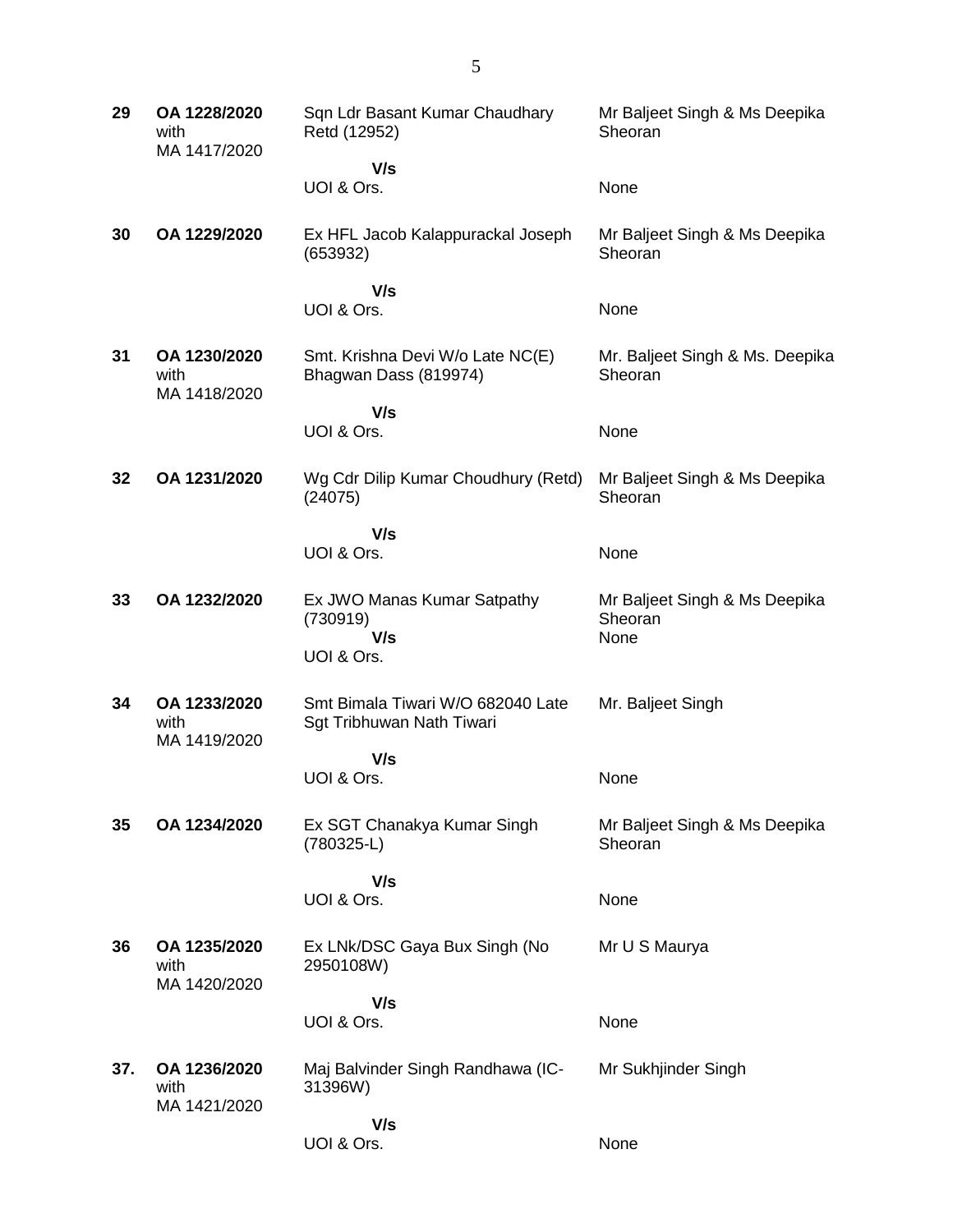| | | | |
|---|---|---|---|
| **29** | **OA 1228/2020** with MA 1417/2020 | Sqn Ldr Basant Kumar Chaudhary Retd (12952)<br>**V/s**<br>UOI & Ors. | Mr Baljeet Singh & Ms Deepika Sheoran<br><br>None |
| **30** | **OA 1229/2020** | Ex HFL Jacob Kalappurackal Joseph (653932)<br>**V/s**<br>UOI & Ors. | Mr Baljeet Singh & Ms Deepika Sheoran<br><br>None |
| **31** | **OA 1230/2020** with MA 1418/2020 | Smt. Krishna Devi W/o Late NC(E) Bhagwan Dass (819974)<br>**V/s**<br>UOI & Ors. | Mr. Baljeet Singh & Ms. Deepika Sheoran<br><br>None |
| **32** | **OA 1231/2020** | Wg Cdr Dilip Kumar Choudhury (Retd) (24075)<br>**V/s**<br>UOI & Ors. | Mr Baljeet Singh & Ms Deepika Sheoran<br><br>None |
| **33** | **OA 1232/2020** | Ex JWO Manas Kumar Satpathy (730919)<br>**V/s**<br>UOI & Ors. | Mr Baljeet Singh & Ms Deepika Sheoran<br>None |
| **34** | **OA 1233/2020** with MA 1419/2020 | Smt Bimala Tiwari W/O 682040 Late Sgt Tribhuwan Nath Tiwari<br>**V/s**<br>UOI & Ors. | Mr. Baljeet Singh<br><br>None |
| **35** | **OA 1234/2020** | Ex SGT Chanakya Kumar Singh (780325-L)<br>**V/s**<br>UOI & Ors. | Mr Baljeet Singh & Ms Deepika Sheoran<br><br>None |
| **36** | **OA 1235/2020** with MA 1420/2020 | Ex LNk/DSC Gaya Bux Singh (No 2950108W)<br>**V/s**<br>UOI & Ors. | Mr U S Maurya<br><br>None |
| **37.** | **OA 1236/2020** with MA 1421/2020 | Maj Balvinder Singh Randhawa (IC-31396W)<br>**V/s**<br>UOI & Ors. | Mr Sukhjinder Singh<br><br>None |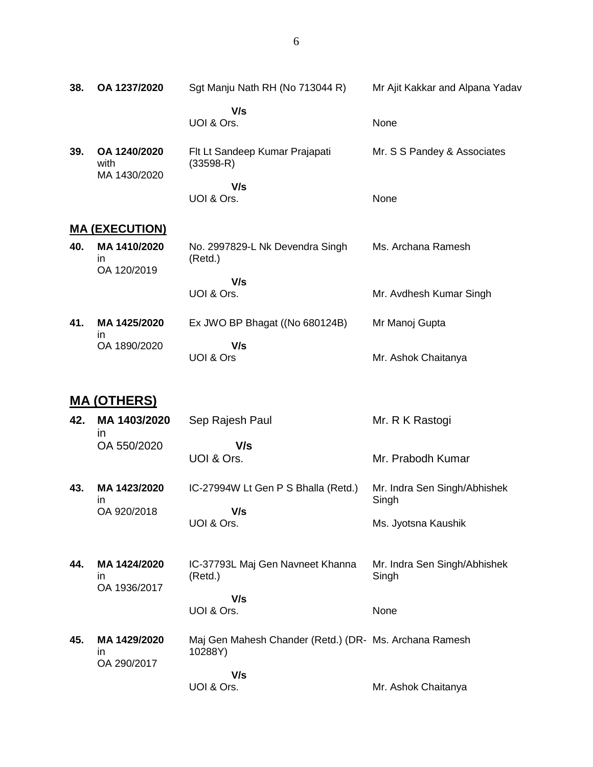| | | | |
|---|---|---|---|
| **38.** | **OA 1237/2020** | Sgt Manju Nath RH (No 713044 R)<br>**V/s**<br>UOI & Ors. | Mr Ajit Kakkar and Alpana Yadav<br><br>None |
| **39.** | **OA 1240/2020** with MA 1430/2020 | Flt Lt Sandeep Kumar Prajapati (33598-R)<br>**V/s**<br>UOI & Ors. | Mr. S S Pandey & Associates<br><br>None |

## **MA (EXECUTION)**

| | | | |
|---|---|---|---|
| **40.** | **MA 1410/2020** in OA 120/2019 | No. 2997829-L Nk Devendra Singh (Retd.)<br>**V/s**<br>UOI & Ors. | Ms. Archana Ramesh<br><br>Mr. Avdhesh Kumar Singh |
| **41.** | **MA 1425/2020** in OA 1890/2020 | Ex JWO BP Bhagat ((No 680124B)<br>**V/s**<br>UOI & Ors | Mr Manoj Gupta<br><br>Mr. Ashok Chaitanya |

## **MA (OTHERS)**

| | | | |
|---|---|---|---|
| **42.** | **MA 1403/2020** in OA 550/2020 | Sep Rajesh Paul<br>**V/s**<br>UOI & Ors. | Mr. R K Rastogi<br><br>Mr. Prabodh Kumar |
| **43.** | **MA 1423/2020** in OA 920/2018 | IC-27994W Lt Gen P S Bhalla (Retd.)<br>**V/s**<br>UOI & Ors. | Mr. Indra Sen Singh/Abhishek Singh<br><br>Ms. Jyotsna Kaushik |
| **44.** | **MA 1424/2020** in OA 1936/2017 | IC-37793L Maj Gen Navneet Khanna (Retd.)<br>**V/s**<br>UOI & Ors. | Mr. Indra Sen Singh/Abhishek Singh<br><br>None |
| **45.** | **MA 1429/2020** in OA 290/2017 | Maj Gen Mahesh Chander (Retd.) (DR-10288Y)<br>**V/s**<br>UOI & Ors. | Ms. Archana Ramesh<br><br>Mr. Ashok Chaitanya |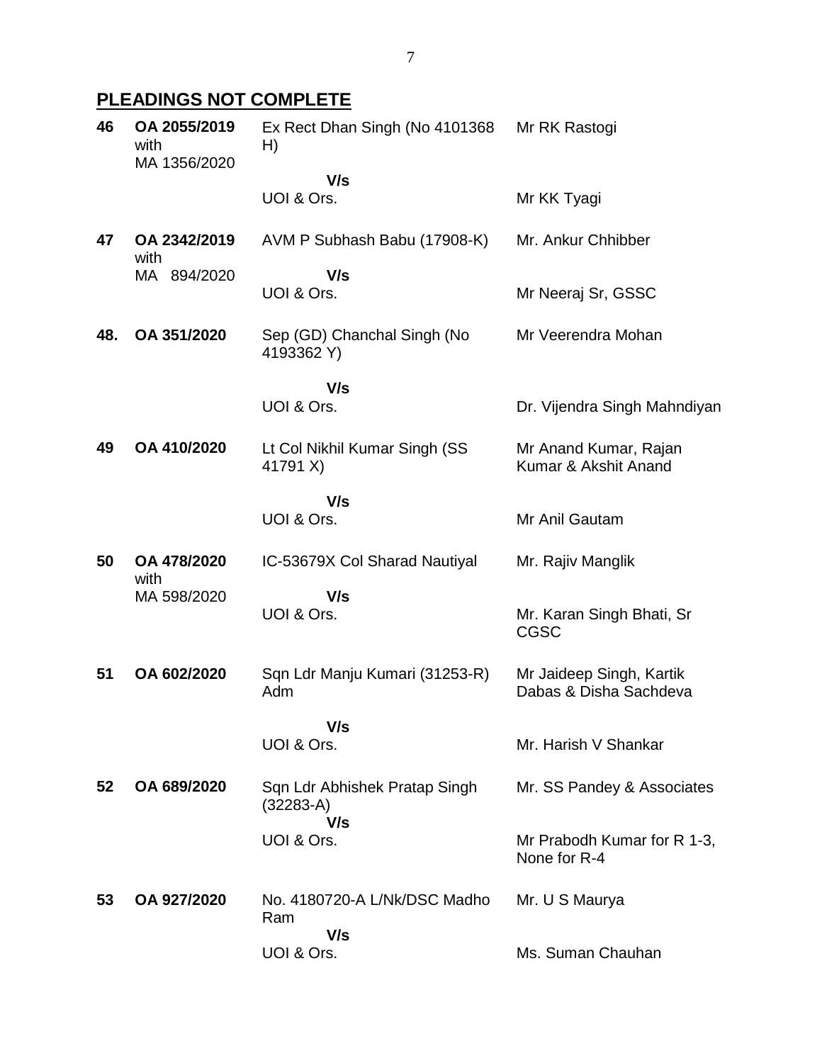## PLEADINGS NOT COMPLETE

| | | | |
|---|---|---|---|
| 46 | OA 2055/2019 with MA 1356/2020 | Ex Rect Dhan Singh (No 4101368 H) | Mr RK Rastogi |
| | | **V/s** | |
| | | UOI & Ors. | Mr KK Tyagi |
| 47 | OA 2342/2019 with MA 894/2020 | AVM P Subhash Babu (17908-K) | Mr. Ankur Chhibber |
| | | **V/s** | |
| | | UOI & Ors. | Mr Neeraj Sr, GSSC |
| 48. | OA 351/2020 | Sep (GD) Chanchal Singh (No 4193362 Y) | Mr Veerendra Mohan |
| | | **V/s** | |
| | | UOI & Ors. | Dr. Vijendra Singh Mahndiyan |
| 49 | OA 410/2020 | Lt Col Nikhil Kumar Singh (SS 41791 X) | Mr Anand Kumar, Rajan Kumar & Akshit Anand |
| | | **V/s** | |
| | | UOI & Ors. | Mr Anil Gautam |
| 50 | OA 478/2020 with MA 598/2020 | IC-53679X Col Sharad Nautiyal | Mr. Rajiv Manglik |
| | | **V/s** | |
| | | UOI & Ors. | Mr. Karan Singh Bhati, Sr CGSC |
| 51 | OA 602/2020 | Sqn Ldr Manju Kumari (31253-R) Adm | Mr Jaideep Singh, Kartik Dabas & Disha Sachdeva |
| | | **V/s** | |
| | | UOI & Ors. | Mr. Harish V Shankar |
| 52 | OA 689/2020 | Sqn Ldr Abhishek Pratap Singh (32283-A) | Mr. SS Pandey & Associates |
| | | **V/s** | |
| | | UOI & Ors. | Mr Prabodh Kumar for R 1-3, None for R-4 |
| 53 | OA 927/2020 | No. 4180720-A L/Nk/DSC Madho Ram | Mr. U S Maurya |
| | | **V/s** | |
| | | UOI & Ors. | Ms. Suman Chauhan |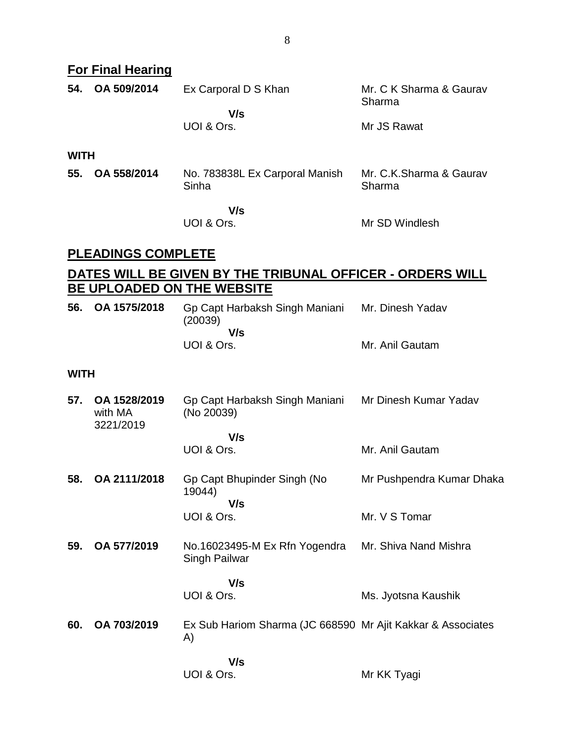## For Final Hearing

| | | | |
|---|---|---|---|
| **54.** | **OA 509/2014** | Ex Carporal D S Khan<br>**V/s**<br>UOI & Ors. | Mr. C K Sharma & Gaurav Sharma<br><br>Mr JS Rawat |

**WITH**

| | | | |
|---|---|---|---|
| **55.** | **OA 558/2014** | No. 783838L Ex Carporal Manish Sinha<br>**V/s**<br>UOI & Ors. | Mr. C.K.Sharma & Gaurav Sharma<br><br>Mr SD Windlesh |

## PLEADINGS COMPLETE

## DATES WILL BE GIVEN BY THE TRIBUNAL OFFICER - ORDERS WILL BE UPLOADED ON THE WEBSITE

| | | | |
|---|---|---|---|
| **56.** | **OA 1575/2018** | Gp Capt Harbaksh Singh Maniani (20039)<br>**V/s**<br>UOI & Ors. | Mr. Dinesh Yadav<br><br>Mr. Anil Gautam |

**WITH**

| | | | |
|---|---|---|---|
| **57.** | **OA 1528/2019** with MA 3221/2019 | Gp Capt Harbaksh Singh Maniani (No 20039)<br>**V/s**<br>UOI & Ors. | Mr Dinesh Kumar Yadav<br><br>Mr. Anil Gautam |
| **58.** | **OA 2111/2018** | Gp Capt Bhupinder Singh (No 19044)<br>**V/s**<br>UOI & Ors. | Mr Pushpendra Kumar Dhaka<br><br>Mr. V S Tomar |
| **59.** | **OA 577/2019** | No.16023495-M Ex Rfn Yogendra Singh Pailwar<br>**V/s**<br>UOI & Ors. | Mr. Shiva Nand Mishra<br><br>Ms. Jyotsna Kaushik |
| **60.** | **OA 703/2019** | Ex Sub Hariom Sharma (JC 668590 A)<br>**V/s**<br>UOI & Ors. | Mr Ajit Kakkar & Associates<br><br>Mr KK Tyagi |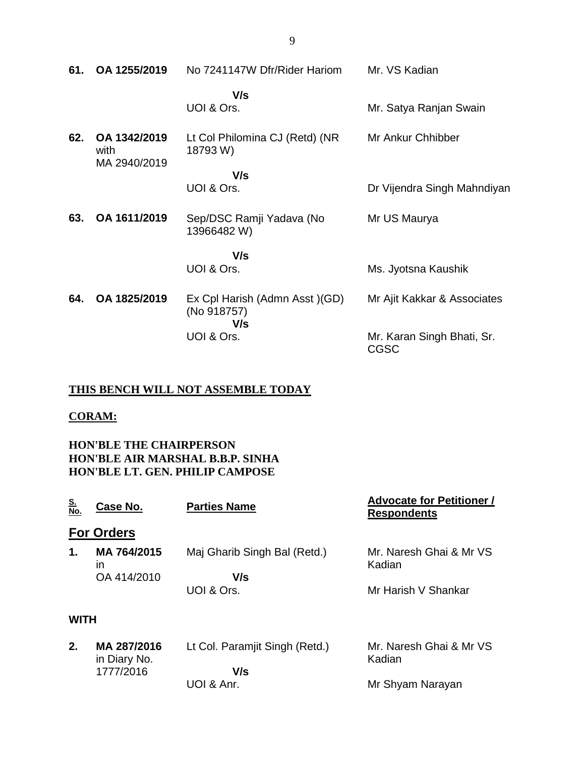| | | | |
|---|---|---|---|
| **61.** | **OA 1255/2019** | No 7241147W Dfr/Rider Hariom<br><br>**V/s**<br>UOI & Ors. | Mr. VS Kadian<br><br>Mr. Satya Ranjan Swain |
| **62.** | **OA 1342/2019** with MA 2940/2019 | Lt Col Philomina CJ (Retd) (NR 18793 W)<br><br>**V/s**<br>UOI & Ors. | Mr Ankur Chhibber<br><br>Dr Vijendra Singh Mahndiyan |
| **63.** | **OA 1611/2019** | Sep/DSC Ramji Yadava (No 13966482 W)<br><br>**V/s**<br>UOI & Ors. | Mr US Maurya<br><br>Ms. Jyotsna Kaushik |
| **64.** | **OA 1825/2019** | Ex Cpl Harish (Admn Asst )(GD) (No 918757)<br>**V/s**<br>UOI & Ors. | Mr Ajit Kakkar & Associates<br><br>Mr. Karan Singh Bhati, Sr. CGSC |

**THIS BENCH WILL NOT ASSEMBLE TODAY**

**CORAM:**

**HON'BLE THE CHAIRPERSON**
**HON'BLE AIR MARSHAL B.B.P. SINHA**
**HON'BLE LT. GEN. PHILIP CAMPOSE**

| S. No. | Case No. | Parties Name | Advocate for Petitioner / Respondents |
|---|---|---|---|
| **For Orders** | | | |
| **1.** | **MA 764/2015** in OA 414/2010 | Maj Gharib Singh Bal (Retd.)<br>**V/s**<br>UOI & Ors. | Mr. Naresh Ghai & Mr VS Kadian<br><br>Mr Harish V Shankar |
| **WITH** | | | |
| **2.** | **MA 287/2016** in Diary No. 1777/2016 | Lt Col. Paramjit Singh (Retd.)<br>**V/s**<br>UOI & Anr. | Mr. Naresh Ghai & Mr VS Kadian<br><br>Mr Shyam Narayan |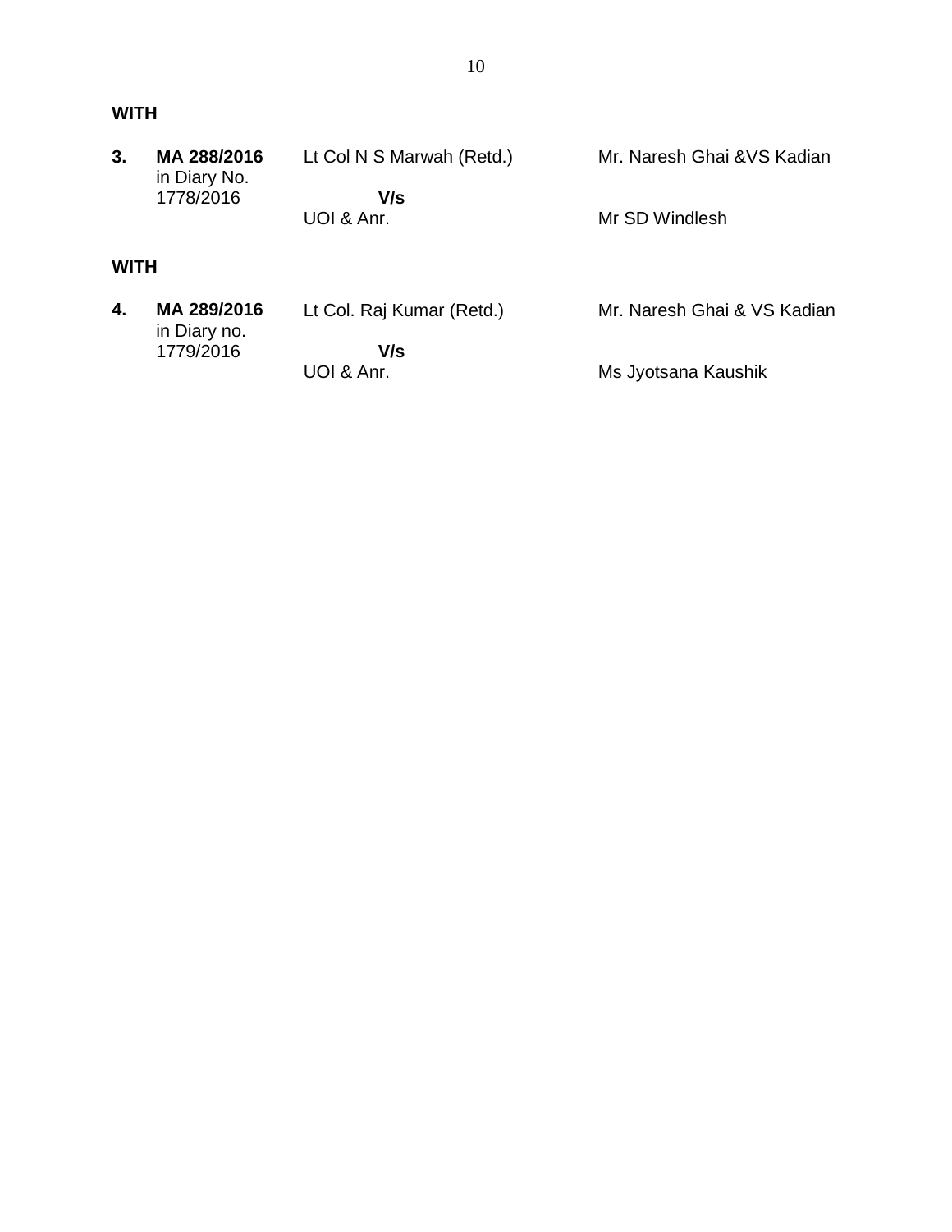**WITH**

| | | | |
|---|---|---|---|
| **3.** | **MA 288/2016** in Diary No. 1778/2016 | Lt Col N S Marwah (Retd.) **V/s** UOI & Anr. | Mr. Naresh Ghai &VS Kadian Mr SD Windlesh |

**WITH**

| | | | |
|---|---|---|---|
| **4.** | **MA 289/2016** in Diary no. 1779/2016 | Lt Col. Raj Kumar (Retd.) **V/s** UOI & Anr. | Mr. Naresh Ghai & VS Kadian Ms Jyotsana Kaushik |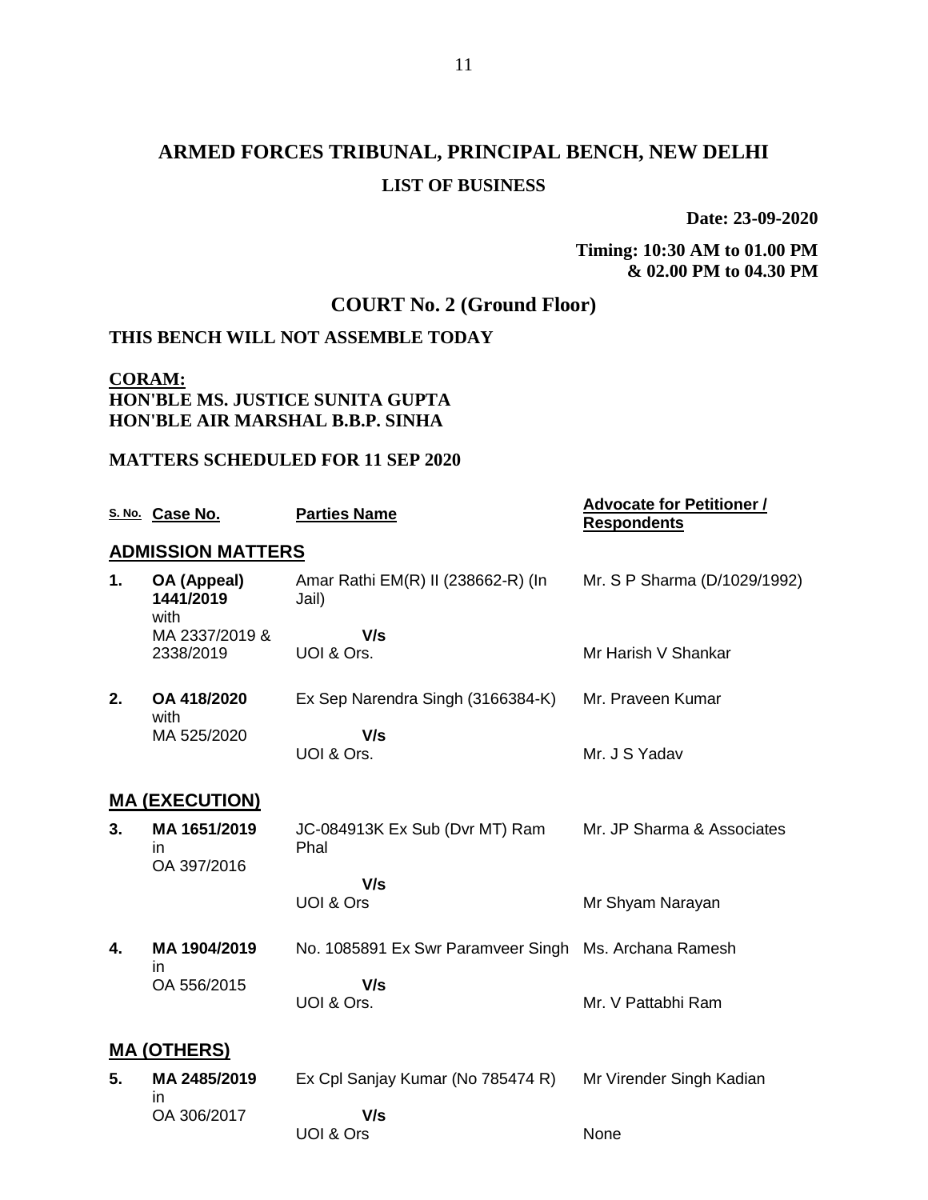# ARMED FORCES TRIBUNAL, PRINCIPAL BENCH, NEW DELHI

## LIST OF BUSINESS

**Date: 23-09-2020**

**Timing: 10:30 AM to 01.00 PM & 02.00 PM to 04.30 PM**

## COURT No. 2 (Ground Floor)

**THIS BENCH WILL NOT ASSEMBLE TODAY**

**CORAM:**
**HON'BLE MS. JUSTICE SUNITA GUPTA**
**HON'BLE AIR MARSHAL B.B.P. SINHA**

**MATTERS SCHEDULED FOR 11 SEP 2020**

| S. No. | Case No. | Parties Name | Advocate for Petitioner / Respondents |
|---|---|---|---|
| | **ADMISSION MATTERS** | | |
| **1.** | **OA (Appeal) 1441/2019** with MA 2337/2019 & 2338/2019 | Amar Rathi EM(R) II (238662-R) (In Jail) **V/s** UOI & Ors. | Mr. S P Sharma (D/1029/1992) Mr Harish V Shankar |
| **2.** | **OA 418/2020** with MA 525/2020 | Ex Sep Narendra Singh (3166384-K) **V/s** UOI & Ors. | Mr. Praveen Kumar Mr. J S Yadav |
| | **MA (EXECUTION)** | | |
| **3.** | **MA 1651/2019** in OA 397/2016 | JC-084913K Ex Sub (Dvr MT) Ram Phal **V/s** UOI & Ors | Mr. JP Sharma & Associates Mr Shyam Narayan |
| **4.** | **MA 1904/2019** in OA 556/2015 | No. 1085891 Ex Swr Paramveer Singh **V/s** UOI & Ors. | Ms. Archana Ramesh Mr. V Pattabhi Ram |
| | **MA (OTHERS)** | | |
| **5.** | **MA 2485/2019** in OA 306/2017 | Ex Cpl Sanjay Kumar (No 785474 R) **V/s** UOI & Ors | Mr Virender Singh Kadian None |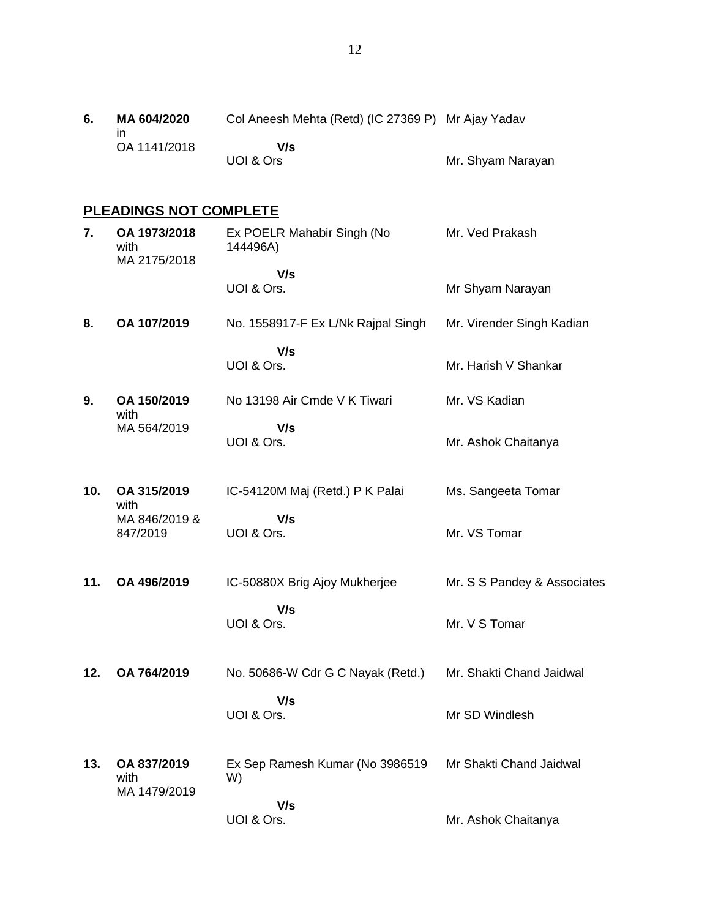| | | | |
|---|---|---|---|
| **6.** | **MA 604/2020** in OA 1141/2018 | Col Aneesh Mehta (Retd) (IC 27369 P)<br>**V/s**<br>UOI & Ors | Mr Ajay Yadav<br><br>Mr. Shyam Narayan |

## **PLEADINGS NOT COMPLETE**

| | | | |
|---|---|---|---|
| **7.** | **OA 1973/2018** with MA 2175/2018 | Ex POELR Mahabir Singh (No 144496A)<br>**V/s**<br>UOI & Ors. | Mr. Ved Prakash<br><br>Mr Shyam Narayan |
| **8.** | **OA 107/2019** | No. 1558917-F Ex L/Nk Rajpal Singh<br>**V/s**<br>UOI & Ors. | Mr. Virender Singh Kadian<br><br>Mr. Harish V Shankar |
| **9.** | **OA 150/2019** with MA 564/2019 | No 13198 Air Cmde V K Tiwari<br>**V/s**<br>UOI & Ors. | Mr. VS Kadian<br><br>Mr. Ashok Chaitanya |
| **10.** | **OA 315/2019** with MA 846/2019 & 847/2019 | IC-54120M Maj (Retd.) P K Palai<br>**V/s**<br>UOI & Ors. | Ms. Sangeeta Tomar<br><br>Mr. VS Tomar |
| **11.** | **OA 496/2019** | IC-50880X Brig Ajoy Mukherjee<br>**V/s**<br>UOI & Ors. | Mr. S S Pandey & Associates<br><br>Mr. V S Tomar |
| **12.** | **OA 764/2019** | No. 50686-W Cdr G C Nayak (Retd.)<br>**V/s**<br>UOI & Ors. | Mr. Shakti Chand Jaidwal<br><br>Mr SD Windlesh |
| **13.** | **OA 837/2019** with MA 1479/2019 | Ex Sep Ramesh Kumar (No 3986519 W)<br>**V/s**<br>UOI & Ors. | Mr Shakti Chand Jaidwal<br><br>Mr. Ashok Chaitanya |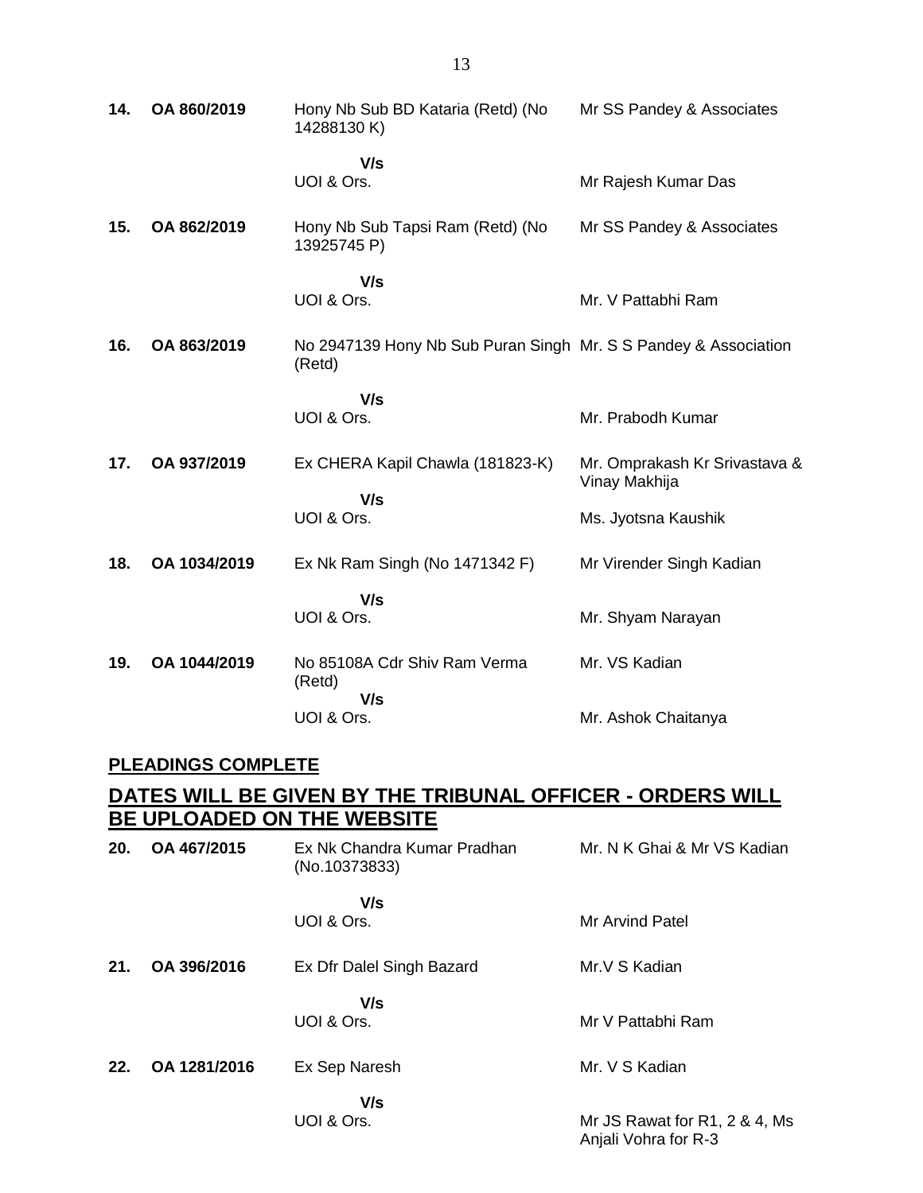| | | | |
|---|---|---|---|
| **14.** | **OA 860/2019** | Hony Nb Sub BD Kataria (Retd) (No 14288130 K)<br><br>**V/s**<br>UOI & Ors. | Mr SS Pandey & Associates<br><br><br>Mr Rajesh Kumar Das |
| **15.** | **OA 862/2019** | Hony Nb Sub Tapsi Ram (Retd) (No 13925745 P)<br><br>**V/s**<br>UOI & Ors. | Mr SS Pandey & Associates<br><br><br>Mr. V Pattabhi Ram |
| **16.** | **OA 863/2019** | No 2947139 Hony Nb Sub Puran Singh (Retd)<br><br>**V/s**<br>UOI & Ors. | Mr. S S Pandey & Association<br><br><br>Mr. Prabodh Kumar |
| **17.** | **OA 937/2019** | Ex CHERA Kapil Chawla (181823-K)<br><br>**V/s**<br>UOI & Ors. | Mr. Omprakash Kr Srivastava & Vinay Makhija<br><br>Ms. Jyotsna Kaushik |
| **18.** | **OA 1034/2019** | Ex Nk Ram Singh (No 1471342 F)<br><br>**V/s**<br>UOI & Ors. | Mr Virender Singh Kadian<br><br><br>Mr. Shyam Narayan |
| **19.** | **OA 1044/2019** | No 85108A Cdr Shiv Ram Verma (Retd)<br>**V/s**<br>UOI & Ors. | Mr. VS Kadian<br><br><br>Mr. Ashok Chaitanya |

## PLEADINGS COMPLETE

## DATES WILL BE GIVEN BY THE TRIBUNAL OFFICER - ORDERS WILL BE UPLOADED ON THE WEBSITE

| | | | |
|---|---|---|---|
| **20.** | **OA 467/2015** | Ex Nk Chandra Kumar Pradhan (No.10373833)<br><br>**V/s**<br>UOI & Ors. | Mr. N K Ghai & Mr VS Kadian<br><br><br>Mr Arvind Patel |
| **21.** | **OA 396/2016** | Ex Dfr Dalel Singh Bazard<br><br>**V/s**<br>UOI & Ors. | Mr.V S Kadian<br><br><br>Mr V Pattabhi Ram |
| **22.** | **OA 1281/2016** | Ex Sep Naresh<br><br>**V/s**<br>UOI & Ors. | Mr. V S Kadian<br><br><br>Mr JS Rawat for R1, 2 & 4, Ms Anjali Vohra for R-3 |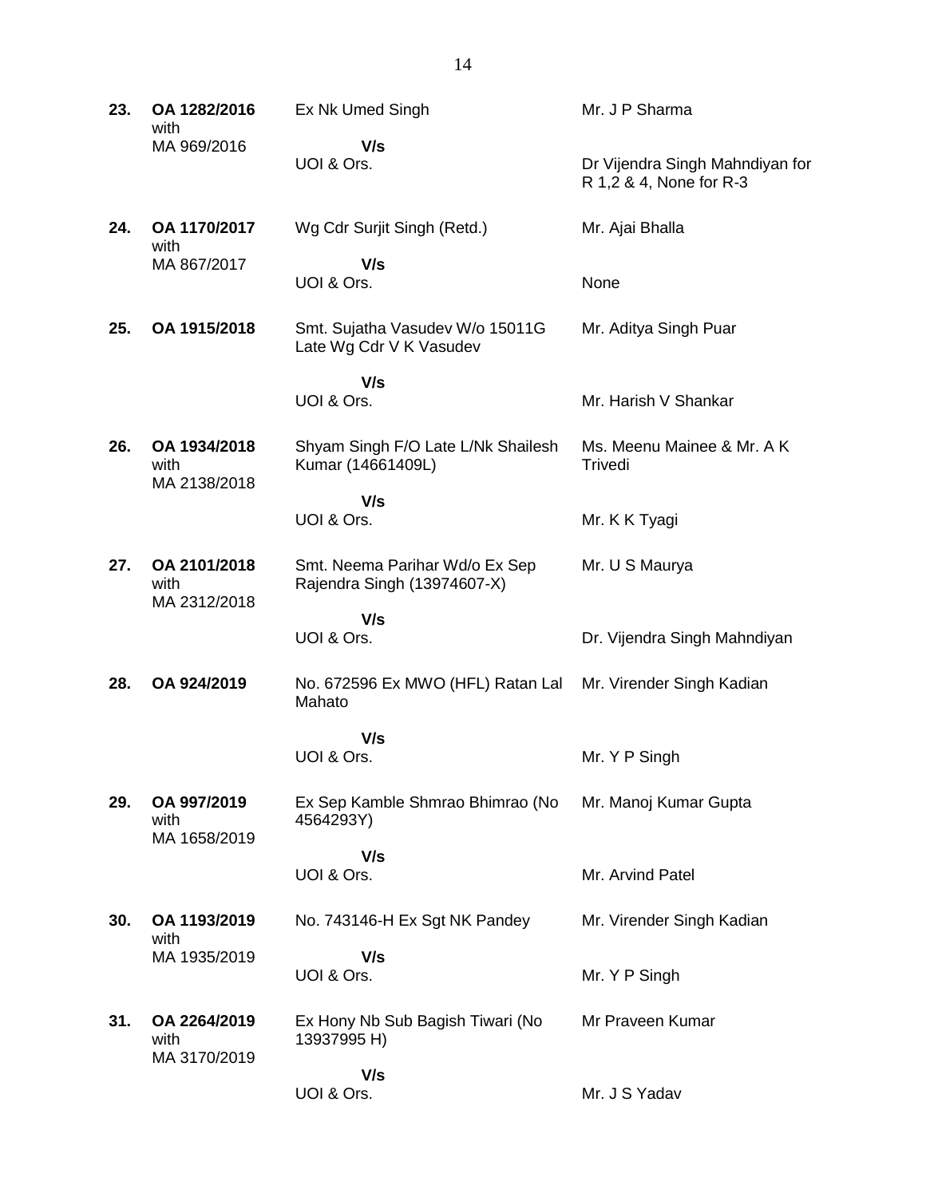| | | | |
|---|---|---|---|
| **23.** | **OA 1282/2016** with MA 969/2016 | Ex Nk Umed Singh **V/s** UOI & Ors. | Mr. J P Sharma<br><br>Dr Vijendra Singh Mahndiyan for R 1,2 & 4, None for R-3 |
| **24.** | **OA 1170/2017** with MA 867/2017 | Wg Cdr Surjit Singh (Retd.) **V/s** UOI & Ors. | Mr. Ajai Bhalla<br><br>None |
| **25.** | **OA 1915/2018** | Smt. Sujatha Vasudev W/o 15011G Late Wg Cdr V K Vasudev **V/s** UOI & Ors. | Mr. Aditya Singh Puar<br><br>Mr. Harish V Shankar |
| **26.** | **OA 1934/2018** with MA 2138/2018 | Shyam Singh F/O Late L/Nk Shailesh Kumar (14661409L) **V/s** UOI & Ors. | Ms. Meenu Mainee & Mr. A K Trivedi<br><br>Mr. K K Tyagi |
| **27.** | **OA 2101/2018** with MA 2312/2018 | Smt. Neema Parihar Wd/o Ex Sep Rajendra Singh (13974607-X) **V/s** UOI & Ors. | Mr. U S Maurya<br><br>Dr. Vijendra Singh Mahndiyan |
| **28.** | **OA 924/2019** | No. 672596 Ex MWO (HFL) Ratan Lal Mahato **V/s** UOI & Ors. | Mr. Virender Singh Kadian<br><br>Mr. Y P Singh |
| **29.** | **OA 997/2019** with MA 1658/2019 | Ex Sep Kamble Shmrao Bhimrao (No 4564293Y) **V/s** UOI & Ors. | Mr. Manoj Kumar Gupta<br><br>Mr. Arvind Patel |
| **30.** | **OA 1193/2019** with MA 1935/2019 | No. 743146-H Ex Sgt NK Pandey **V/s** UOI & Ors. | Mr. Virender Singh Kadian<br><br>Mr. Y P Singh |
| **31.** | **OA 2264/2019** with MA 3170/2019 | Ex Hony Nb Sub Bagish Tiwari (No 13937995 H) **V/s** UOI & Ors. | Mr Praveen Kumar<br><br>Mr. J S Yadav |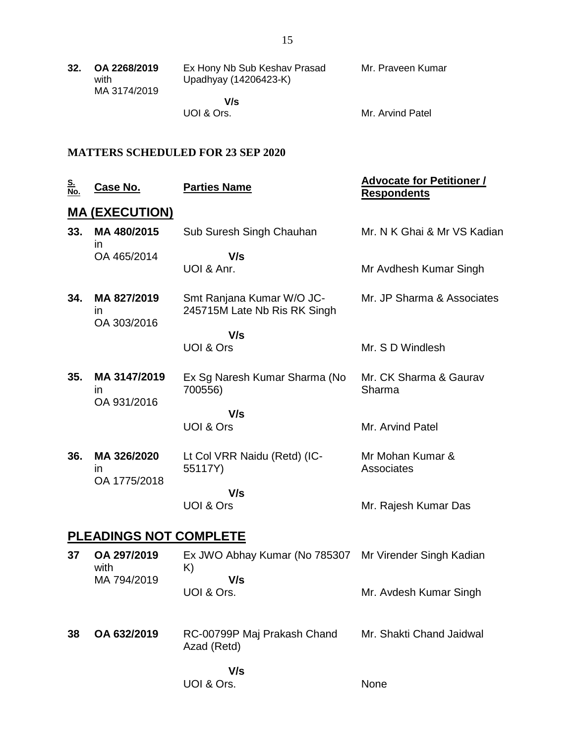| | | | |
|---|---|---|---|
| **32.** | **OA 2268/2019** with MA 3174/2019 | Ex Hony Nb Sub Keshav Prasad Upadhyay (14206423-K)<br>**V/s**<br>UOI & Ors. | Mr. Praveen Kumar<br><br>Mr. Arvind Patel |

**MATTERS SCHEDULED FOR 23 SEP 2020**

| S. No. | Case No. | Parties Name | Advocate for Petitioner / Respondents |
|---|---|---|---|
| | **MA (EXECUTION)** | | |
| **33.** | **MA 480/2015** in OA 465/2014 | Sub Suresh Singh Chauhan<br>**V/s**<br>UOI & Anr. | Mr. N K Ghai & Mr VS Kadian<br><br>Mr Avdhesh Kumar Singh |
| **34.** | **MA 827/2019** in OA 303/2016 | Smt Ranjana Kumar W/O JC-245715M Late Nb Ris RK Singh<br>**V/s**<br>UOI & Ors | Mr. JP Sharma & Associates<br><br>Mr. S D Windlesh |
| **35.** | **MA 3147/2019** in OA 931/2016 | Ex Sg Naresh Kumar Sharma (No 700556)<br>**V/s**<br>UOI & Ors | Mr. CK Sharma & Gaurav Sharma<br><br>Mr. Arvind Patel |
| **36.** | **MA 326/2020** in OA 1775/2018 | Lt Col VRR Naidu (Retd) (IC-55117Y)<br>**V/s**<br>UOI & Ors | Mr Mohan Kumar & Associates<br><br>Mr. Rajesh Kumar Das |
| | **PLEADINGS NOT COMPLETE** | | |
| **37** | **OA 297/2019** with MA 794/2019 | Ex JWO Abhay Kumar (No 785307 K)<br>**V/s**<br>UOI & Ors. | Mr Virender Singh Kadian<br><br>Mr. Avdesh Kumar Singh |
| **38** | **OA 632/2019** | RC-00799P Maj Prakash Chand Azad (Retd)<br>**V/s**<br>UOI & Ors. | Mr. Shakti Chand Jaidwal<br><br>None |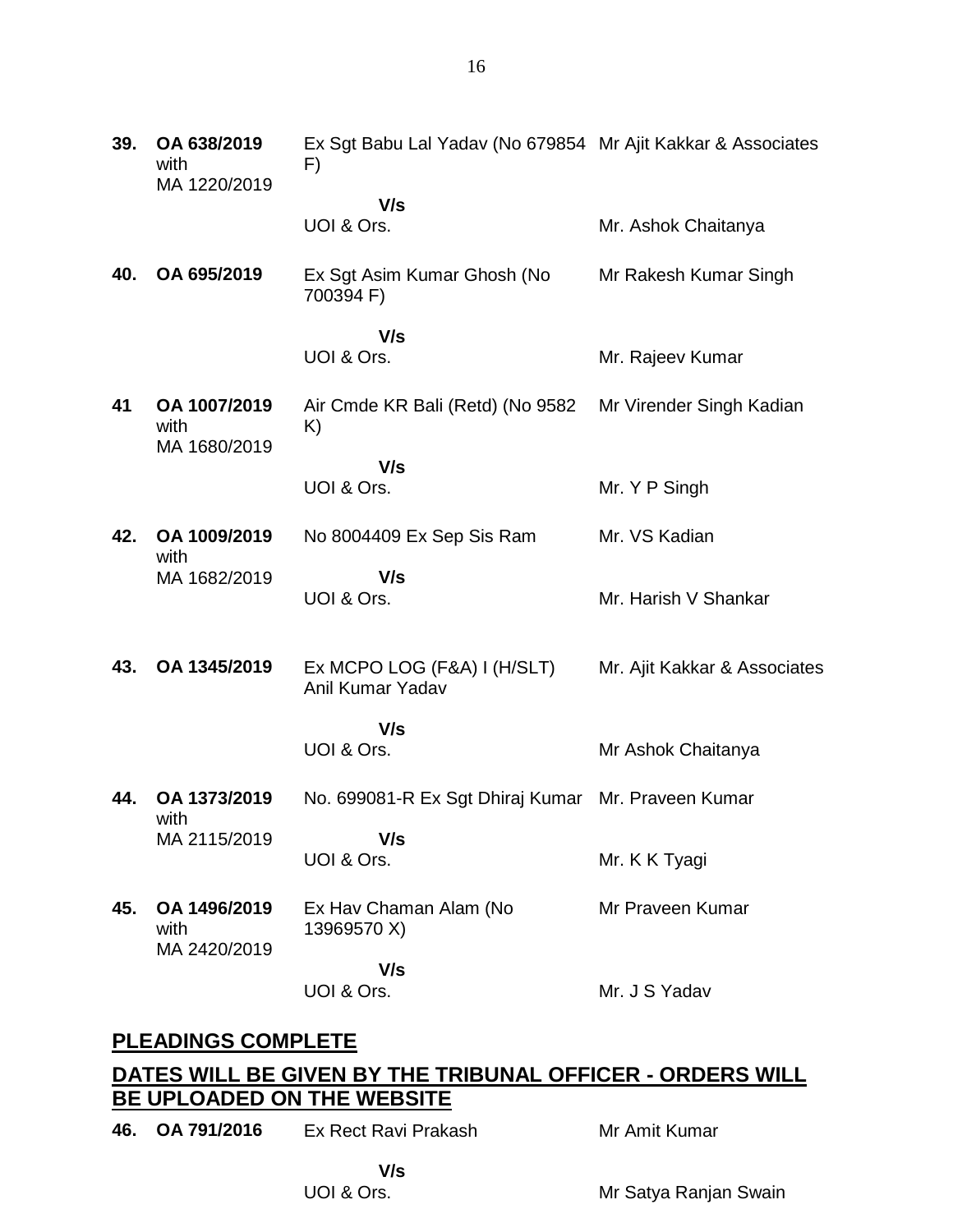| | | | |
|---|---|---|---|
| **39.** | **OA 638/2019** with MA 1220/2019 | Ex Sgt Babu Lal Yadav (No 679854 F) | Mr Ajit Kakkar & Associates |
| | | **V/s** | |
| | | UOI & Ors. | Mr. Ashok Chaitanya |
| **40.** | **OA 695/2019** | Ex Sgt Asim Kumar Ghosh (No 700394 F) | Mr Rakesh Kumar Singh |
| | | **V/s** | |
| | | UOI & Ors. | Mr. Rajeev Kumar |
| **41** | **OA 1007/2019** with MA 1680/2019 | Air Cmde KR Bali (Retd) (No 9582 K) | Mr Virender Singh Kadian |
| | | **V/s** | |
| | | UOI & Ors. | Mr. Y P Singh |
| **42.** | **OA 1009/2019** with MA 1682/2019 | No 8004409 Ex Sep Sis Ram | Mr. VS Kadian |
| | | **V/s** | |
| | | UOI & Ors. | Mr. Harish V Shankar |
| **43.** | **OA 1345/2019** | Ex MCPO LOG (F&A) I (H/SLT) Anil Kumar Yadav | Mr. Ajit Kakkar & Associates |
| | | **V/s** | |
| | | UOI & Ors. | Mr Ashok Chaitanya |
| **44.** | **OA 1373/2019** with MA 2115/2019 | No. 699081-R Ex Sgt Dhiraj Kumar | Mr. Praveen Kumar |
| | | **V/s** | |
| | | UOI & Ors. | Mr. K K Tyagi |
| **45.** | **OA 1496/2019** with MA 2420/2019 | Ex Hav Chaman Alam (No 13969570 X) | Mr Praveen Kumar |
| | | **V/s** | |
| | | UOI & Ors. | Mr. J S Yadav |

## PLEADINGS COMPLETE

## DATES WILL BE GIVEN BY THE TRIBUNAL OFFICER - ORDERS WILL BE UPLOADED ON THE WEBSITE

| | | | |
|---|---|---|---|
| **46.** | **OA 791/2016** | Ex Rect Ravi Prakash | Mr Amit Kumar |
| | | **V/s** | |
| | | UOI & Ors. | Mr Satya Ranjan Swain |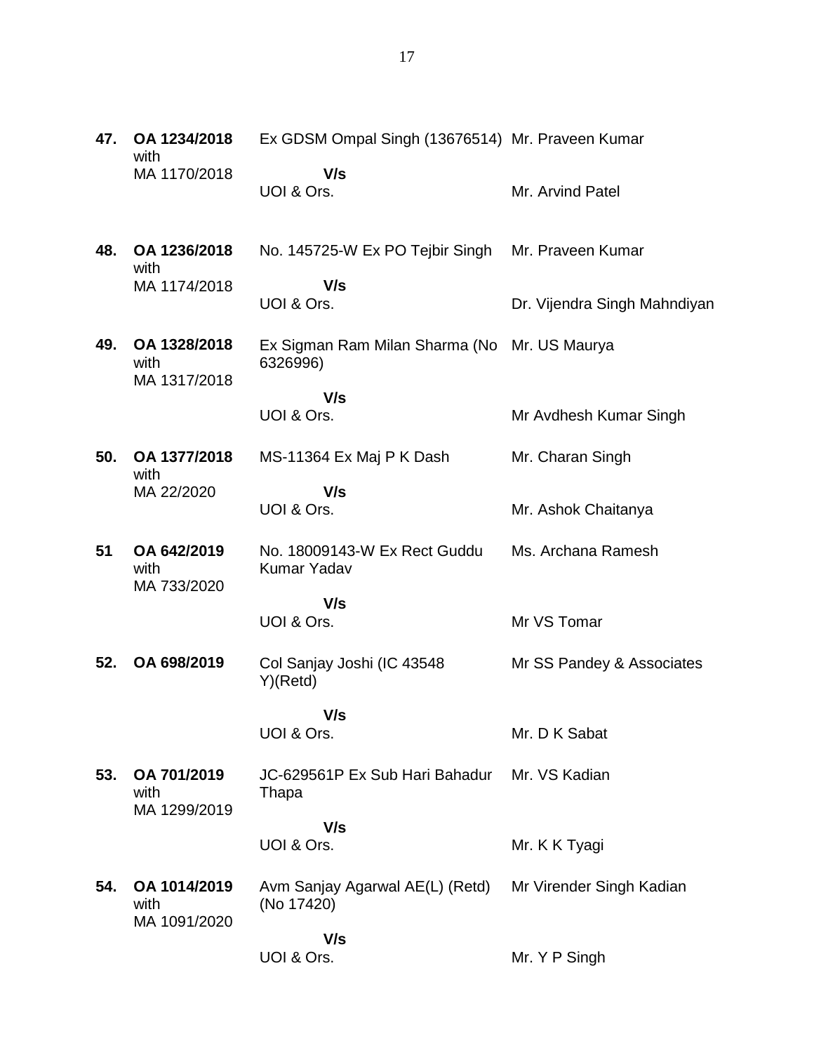| | | | |
|---|---|---|---|
| **47.** | **OA 1234/2018** with MA 1170/2018 | Ex GDSM Ompal Singh (13676514) **V/s** UOI & Ors. | Mr. Praveen Kumar<br>Mr. Arvind Patel |
| **48.** | **OA 1236/2018** with MA 1174/2018 | No. 145725-W Ex PO Tejbir Singh **V/s** UOI & Ors. | Mr. Praveen Kumar<br>Dr. Vijendra Singh Mahndiyan |
| **49.** | **OA 1328/2018** with MA 1317/2018 | Ex Sigman Ram Milan Sharma (No 6326996) **V/s** UOI & Ors. | Mr. US Maurya<br>Mr Avdhesh Kumar Singh |
| **50.** | **OA 1377/2018** with MA 22/2020 | MS-11364 Ex Maj P K Dash **V/s** UOI & Ors. | Mr. Charan Singh<br>Mr. Ashok Chaitanya |
| **51** | **OA 642/2019** with MA 733/2020 | No. 18009143-W Ex Rect Guddu Kumar Yadav **V/s** UOI & Ors. | Ms. Archana Ramesh<br>Mr VS Tomar |
| **52.** | **OA 698/2019** | Col Sanjay Joshi (IC 43548 Y)(Retd) **V/s** UOI & Ors. | Mr SS Pandey & Associates<br>Mr. D K Sabat |
| **53.** | **OA 701/2019** with MA 1299/2019 | JC-629561P Ex Sub Hari Bahadur Thapa **V/s** UOI & Ors. | Mr. VS Kadian<br>Mr. K K Tyagi |
| **54.** | **OA 1014/2019** with MA 1091/2020 | Avm Sanjay Agarwal AE(L) (Retd) (No 17420) **V/s** UOI & Ors. | Mr Virender Singh Kadian<br>Mr. Y P Singh |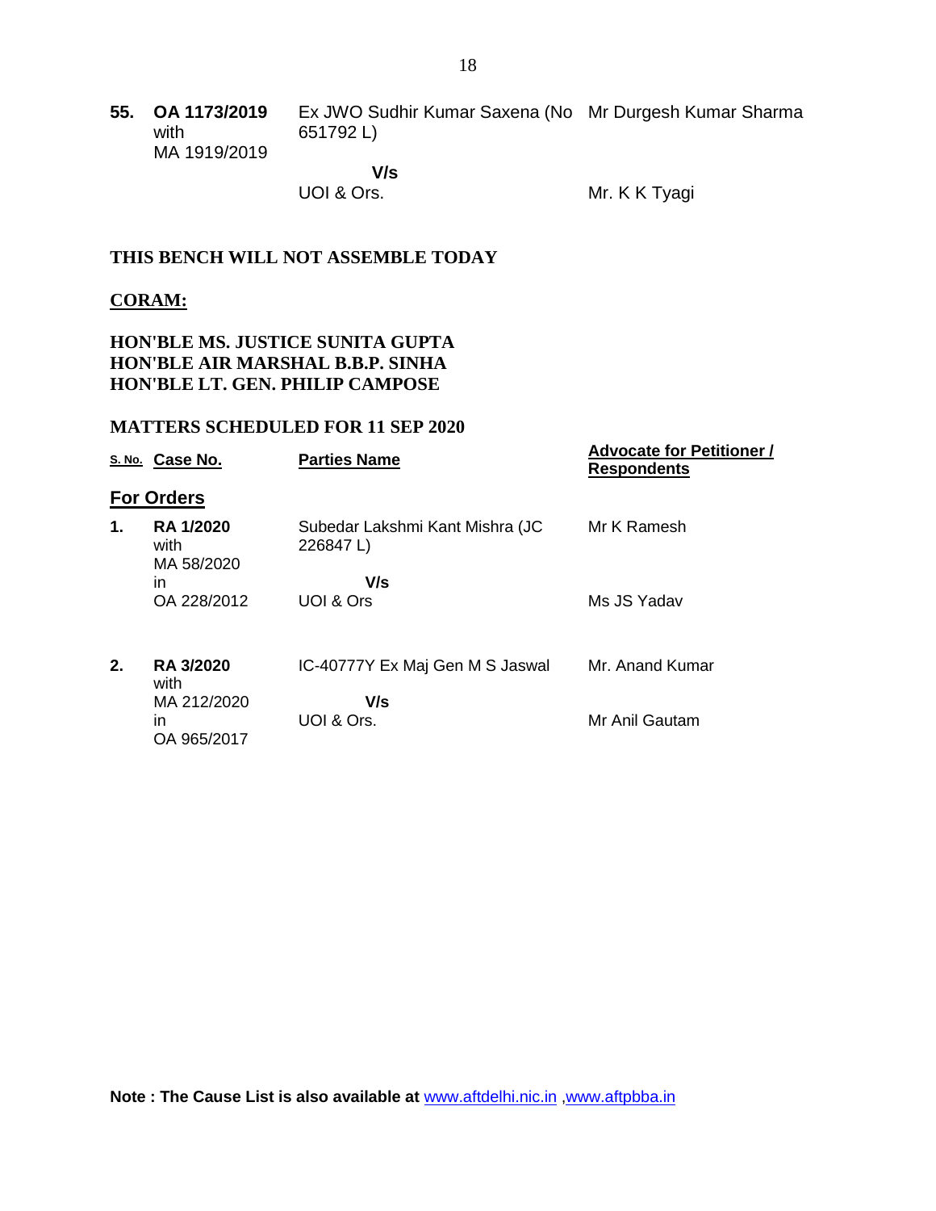| | | | |
|---|---|---|---|
| **55.** | **OA 1173/2019** with MA 1919/2019 | Ex JWO Sudhir Kumar Saxena (No 651792 L) | Mr Durgesh Kumar Sharma |
| | | **V/s** | |
| | | UOI & Ors. | Mr. K K Tyagi |

**THIS BENCH WILL NOT ASSEMBLE TODAY**

**CORAM:**

**HON'BLE MS. JUSTICE SUNITA GUPTA**
**HON'BLE AIR MARSHAL B.B.P. SINHA**
**HON'BLE LT. GEN. PHILIP CAMPOSE**

**MATTERS SCHEDULED FOR 11 SEP 2020**

| S. No. | Case No. | Parties Name | Advocate for Petitioner / Respondents |
|---|---|---|---|
| **For Orders** | | | |
| **1.** | **RA 1/2020** with MA 58/2020 in OA 228/2012 | Subedar Lakshmi Kant Mishra (JC 226847 L) | Mr K Ramesh |
| | | **V/s** | |
| | | UOI & Ors | Ms JS Yadav |
| **2.** | **RA 3/2020** with MA 212/2020 in OA 965/2017 | IC-40777Y Ex Maj Gen M S Jaswal | Mr. Anand Kumar |
| | | **V/s** | |
| | | UOI & Ors. | Mr Anil Gautam |

**Note : The Cause List is also available at** www.aftdelhi.nic.in ,www.aftpbba.in